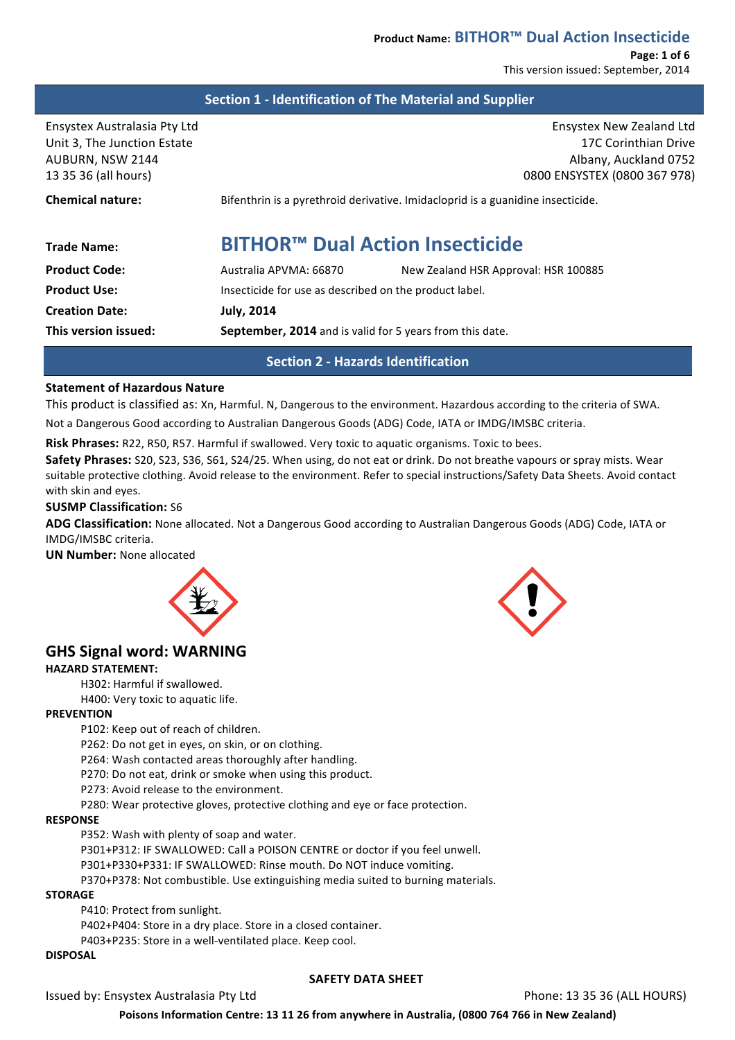## Section 1 - Identification of The Material and Supplier

Ensystex Australasia Pty Ltd
Unit 3, The Junction Estate
AUBURN, NSW 2144
13 35 36 (all hours)

Ensystex New Zealand Ltd
17C Corinthian Drive
Albany, Auckland 0752
0800 ENSYSTEX (0800 367 978)

**Chemical nature:** Bifenthrin is a pyrethroid derivative. Imidacloprid is a guanidine insecticide.

**Trade Name:** **BITHOR™ Dual Action Insecticide**

**Product Code:** Australia APVMA: 66870 New Zealand HSR Approval: HSR 100885

**Product Use:** Insecticide for use as described on the product label.

**Creation Date:** **July, 2014**

**This version issued:** **September, 2014** and is valid for 5 years from this date.

## Section 2 - Hazards Identification

**Statement of Hazardous Nature**

This product is classified as: Xn, Harmful. N, Dangerous to the environment. Hazardous according to the criteria of SWA.

Not a Dangerous Good according to Australian Dangerous Goods (ADG) Code, IATA or IMDG/IMSBC criteria.

**Risk Phrases:** R22, R50, R57. Harmful if swallowed. Very toxic to aquatic organisms. Toxic to bees.

**Safety Phrases:** S20, S23, S36, S61, S24/25. When using, do not eat or drink. Do not breathe vapours or spray mists. Wear suitable protective clothing. Avoid release to the environment. Refer to special instructions/Safety Data Sheets. Avoid contact with skin and eyes.

**SUSMP Classification:** S6

**ADG Classification:** None allocated. Not a Dangerous Good according to Australian Dangerous Goods (ADG) Code, IATA or IMDG/IMSBC criteria.

**UN Number:** None allocated

### GHS Signal word: WARNING

**HAZARD STATEMENT:**

H302: Harmful if swallowed.
H400: Very toxic to aquatic life.

**PREVENTION**

P102: Keep out of reach of children.
P262: Do not get in eyes, on skin, or on clothing.
P264: Wash contacted areas thoroughly after handling.
P270: Do not eat, drink or smoke when using this product.
P273: Avoid release to the environment.
P280: Wear protective gloves, protective clothing and eye or face protection.

**RESPONSE**

P352: Wash with plenty of soap and water.
P301+P312: IF SWALLOWED: Call a POISON CENTRE or doctor if you feel unwell.
P301+P330+P331: IF SWALLOWED: Rinse mouth. Do NOT induce vomiting.
P370+P378: Not combustible. Use extinguishing media suited to burning materials.

**STORAGE**

P410: Protect from sunlight.
P402+P404: Store in a dry place. Store in a closed container.
P403+P235: Store in a well-ventilated place. Keep cool.

**DISPOSAL**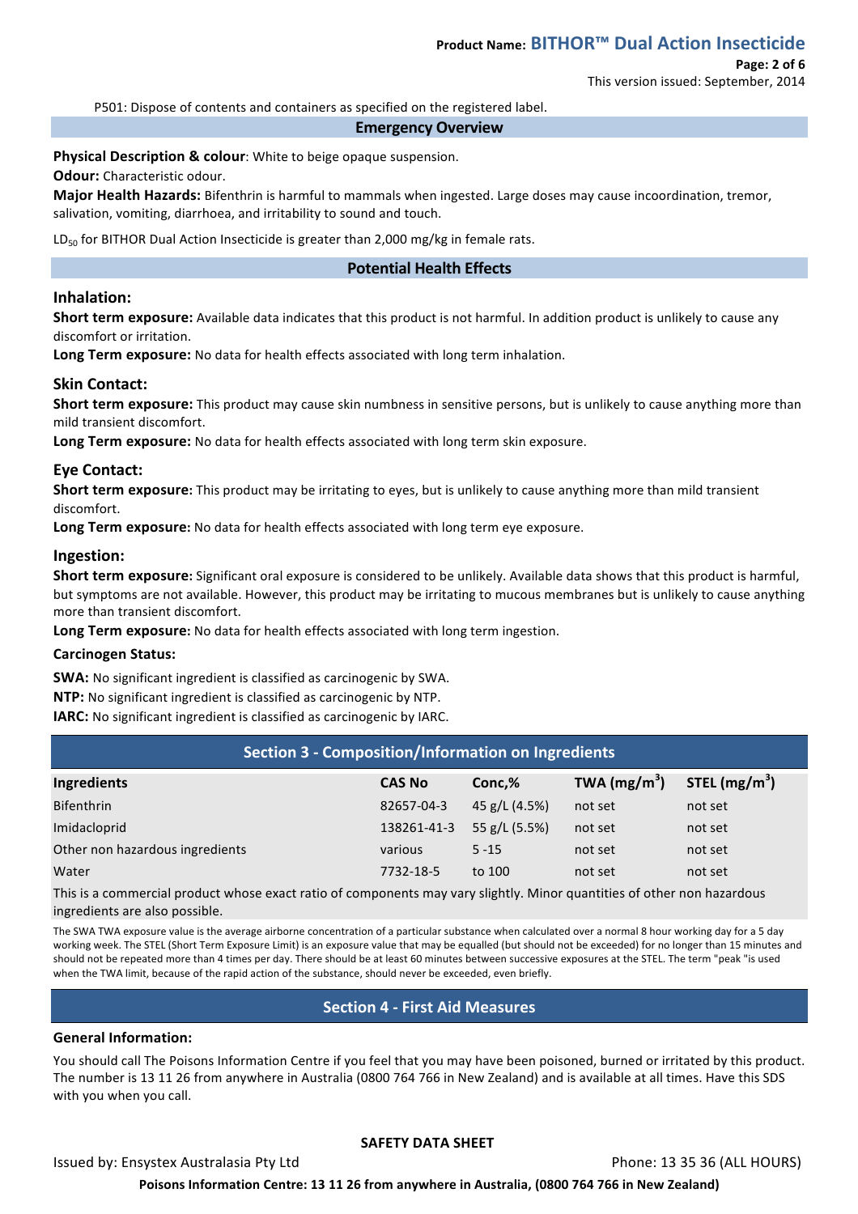P501: Dispose of contents and containers as specified on the registered label.

## Emergency Overview

**Physical Description & colour**: White to beige opaque suspension.

**Odour:** Characteristic odour.

**Major Health Hazards:** Bifenthrin is harmful to mammals when ingested. Large doses may cause incoordination, tremor, salivation, vomiting, diarrhoea, and irritability to sound and touch.

$LD_{50}$ for BITHOR Dual Action Insecticide is greater than 2,000 mg/kg in female rats.

## Potential Health Effects

### Inhalation:

**Short term exposure:** Available data indicates that this product is not harmful. In addition product is unlikely to cause any discomfort or irritation.

**Long Term exposure:** No data for health effects associated with long term inhalation.

### Skin Contact:

**Short term exposure:** This product may cause skin numbness in sensitive persons, but is unlikely to cause anything more than mild transient discomfort.

**Long Term exposure:** No data for health effects associated with long term skin exposure.

### Eye Contact:

**Short term exposure:** This product may be irritating to eyes, but is unlikely to cause anything more than mild transient discomfort.

**Long Term exposure:** No data for health effects associated with long term eye exposure.

### Ingestion:

**Short term exposure:** Significant oral exposure is considered to be unlikely. Available data shows that this product is harmful, but symptoms are not available. However, this product may be irritating to mucous membranes but is unlikely to cause anything more than transient discomfort.

**Long Term exposure:** No data for health effects associated with long term ingestion.

**Carcinogen Status:**

**SWA:** No significant ingredient is classified as carcinogenic by SWA.

**NTP:** No significant ingredient is classified as carcinogenic by NTP.

**IARC:** No significant ingredient is classified as carcinogenic by IARC.

## Section 3 - Composition/Information on Ingredients

| Ingredients | CAS No | Conc,% | TWA ($mg/m^3$) | STEL ($mg/m^3$) |
|---|---|---|---|---|
| Bifenthrin | 82657-04-3 | 45 g/L (4.5%) | not set | not set |
| Imidacloprid | 138261-41-3 | 55 g/L (5.5%) | not set | not set |
| Other non hazardous ingredients | various | 5 -15 | not set | not set |
| Water | 7732-18-5 | to 100 | not set | not set |

This is a commercial product whose exact ratio of components may vary slightly. Minor quantities of other non hazardous ingredients are also possible.

The SWA TWA exposure value is the average airborne concentration of a particular substance when calculated over a normal 8 hour working day for a 5 day working week. The STEL (Short Term Exposure Limit) is an exposure value that may be equalled (but should not be exceeded) for no longer than 15 minutes and should not be repeated more than 4 times per day. There should be at least 60 minutes between successive exposures at the STEL. The term "peak "is used when the TWA limit, because of the rapid action of the substance, should never be exceeded, even briefly.

## Section 4 - First Aid Measures

### General Information:

You should call The Poisons Information Centre if you feel that you may have been poisoned, burned or irritated by this product. The number is 13 11 26 from anywhere in Australia (0800 764 766 in New Zealand) and is available at all times. Have this SDS with you when you call.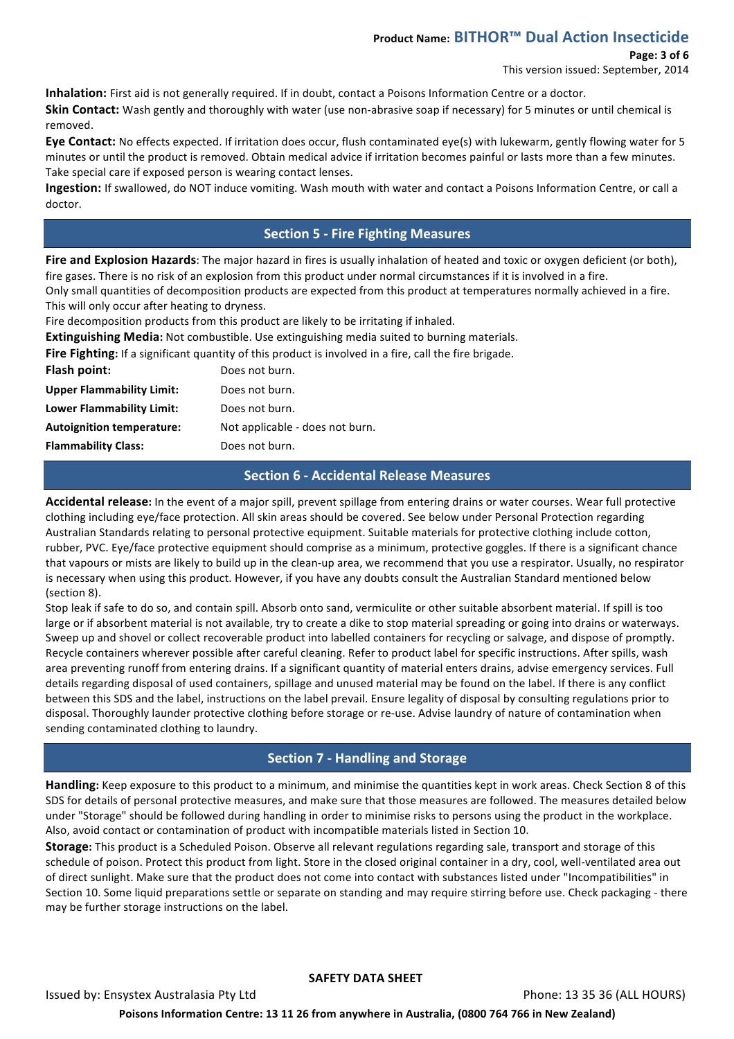**Inhalation:** First aid is not generally required. If in doubt, contact a Poisons Information Centre or a doctor.

**Skin Contact:** Wash gently and thoroughly with water (use non-abrasive soap if necessary) for 5 minutes or until chemical is removed.

**Eye Contact:** No effects expected. If irritation does occur, flush contaminated eye(s) with lukewarm, gently flowing water for 5 minutes or until the product is removed. Obtain medical advice if irritation becomes painful or lasts more than a few minutes. Take special care if exposed person is wearing contact lenses.

**Ingestion:** If swallowed, do NOT induce vomiting. Wash mouth with water and contact a Poisons Information Centre, or call a doctor.

## Section 5 - Fire Fighting Measures

**Fire and Explosion Hazards**: The major hazard in fires is usually inhalation of heated and toxic or oxygen deficient (or both), fire gases. There is no risk of an explosion from this product under normal circumstances if it is involved in a fire.

Only small quantities of decomposition products are expected from this product at temperatures normally achieved in a fire. This will only occur after heating to dryness.

Fire decomposition products from this product are likely to be irritating if inhaled.

**Extinguishing Media:** Not combustible. Use extinguishing media suited to burning materials.

**Fire Fighting:** If a significant quantity of this product is involved in a fire, call the fire brigade.

| | |
|---|---|
| **Flash point:** | Does not burn. |
| **Upper Flammability Limit:** | Does not burn. |
| **Lower Flammability Limit:** | Does not burn. |
| **Autoignition temperature:** | Not applicable - does not burn. |
| **Flammability Class:** | Does not burn. |

## Section 6 - Accidental Release Measures

**Accidental release:** In the event of a major spill, prevent spillage from entering drains or water courses. Wear full protective clothing including eye/face protection. All skin areas should be covered. See below under Personal Protection regarding Australian Standards relating to personal protective equipment. Suitable materials for protective clothing include cotton, rubber, PVC. Eye/face protective equipment should comprise as a minimum, protective goggles. If there is a significant chance that vapours or mists are likely to build up in the clean-up area, we recommend that you use a respirator. Usually, no respirator is necessary when using this product. However, if you have any doubts consult the Australian Standard mentioned below (section 8).

Stop leak if safe to do so, and contain spill. Absorb onto sand, vermiculite or other suitable absorbent material. If spill is too large or if absorbent material is not available, try to create a dike to stop material spreading or going into drains or waterways. Sweep up and shovel or collect recoverable product into labelled containers for recycling or salvage, and dispose of promptly. Recycle containers wherever possible after careful cleaning. Refer to product label for specific instructions. After spills, wash area preventing runoff from entering drains. If a significant quantity of material enters drains, advise emergency services. Full details regarding disposal of used containers, spillage and unused material may be found on the label. If there is any conflict between this SDS and the label, instructions on the label prevail. Ensure legality of disposal by consulting regulations prior to disposal. Thoroughly launder protective clothing before storage or re-use. Advise laundry of nature of contamination when sending contaminated clothing to laundry.

## Section 7 - Handling and Storage

**Handling:** Keep exposure to this product to a minimum, and minimise the quantities kept in work areas. Check Section 8 of this SDS for details of personal protective measures, and make sure that those measures are followed. The measures detailed below under "Storage" should be followed during handling in order to minimise risks to persons using the product in the workplace. Also, avoid contact or contamination of product with incompatible materials listed in Section 10.

**Storage:** This product is a Scheduled Poison. Observe all relevant regulations regarding sale, transport and storage of this schedule of poison. Protect this product from light. Store in the closed original container in a dry, cool, well-ventilated area out of direct sunlight. Make sure that the product does not come into contact with substances listed under "Incompatibilities" in Section 10. Some liquid preparations settle or separate on standing and may require stirring before use. Check packaging - there may be further storage instructions on the label.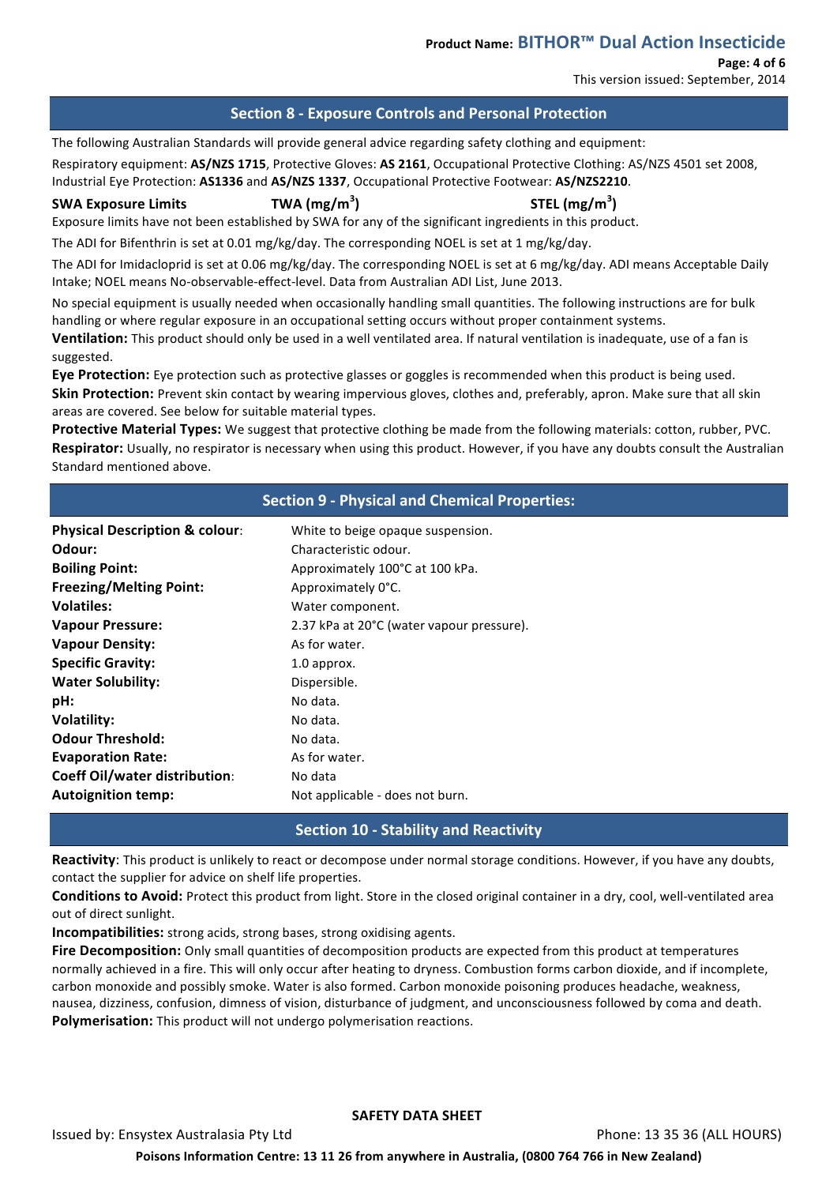## Section 8 - Exposure Controls and Personal Protection

The following Australian Standards will provide general advice regarding safety clothing and equipment:

Respiratory equipment: **AS/NZS 1715**, Protective Gloves: **AS 2161**, Occupational Protective Clothing: AS/NZS 4501 set 2008, Industrial Eye Protection: **AS1336** and **AS/NZS 1337**, Occupational Protective Footwear: **AS/NZS2210**.

| **SWA Exposure Limits** | **TWA (mg/m$^3$)** | **STEL (mg/m$^3$)** |
|---|---|---|

Exposure limits have not been established by SWA for any of the significant ingredients in this product.

The ADI for Bifenthrin is set at 0.01 mg/kg/day. The corresponding NOEL is set at 1 mg/kg/day.

The ADI for Imidacloprid is set at 0.06 mg/kg/day. The corresponding NOEL is set at 6 mg/kg/day. ADI means Acceptable Daily Intake; NOEL means No-observable-effect-level. Data from Australian ADI List, June 2013.

No special equipment is usually needed when occasionally handling small quantities. The following instructions are for bulk handling or where regular exposure in an occupational setting occurs without proper containment systems.

**Ventilation:** This product should only be used in a well ventilated area. If natural ventilation is inadequate, use of a fan is suggested.

**Eye Protection:** Eye protection such as protective glasses or goggles is recommended when this product is being used.

**Skin Protection:** Prevent skin contact by wearing impervious gloves, clothes and, preferably, apron. Make sure that all skin areas are covered. See below for suitable material types.

**Protective Material Types:** We suggest that protective clothing be made from the following materials: cotton, rubber, PVC.

**Respirator:** Usually, no respirator is necessary when using this product. However, if you have any doubts consult the Australian Standard mentioned above.

## Section 9 - Physical and Chemical Properties:

| | |
|---|---|
| **Physical Description & colour**: | White to beige opaque suspension. |
| **Odour:** | Characteristic odour. |
| **Boiling Point:** | Approximately 100°C at 100 kPa. |
| **Freezing/Melting Point:** | Approximately 0°C. |
| **Volatiles:** | Water component. |
| **Vapour Pressure:** | 2.37 kPa at 20°C (water vapour pressure). |
| **Vapour Density:** | As for water. |
| **Specific Gravity:** | 1.0 approx. |
| **Water Solubility:** | Dispersible. |
| **pH:** | No data. |
| **Volatility:** | No data. |
| **Odour Threshold:** | No data. |
| **Evaporation Rate:** | As for water. |
| **Coeff Oil/water distribution**: | No data |
| **Autoignition temp:** | Not applicable - does not burn. |

## Section 10 - Stability and Reactivity

**Reactivity**: This product is unlikely to react or decompose under normal storage conditions. However, if you have any doubts, contact the supplier for advice on shelf life properties.

**Conditions to Avoid:** Protect this product from light. Store in the closed original container in a dry, cool, well-ventilated area out of direct sunlight.

**Incompatibilities:** strong acids, strong bases, strong oxidising agents.

**Fire Decomposition:** Only small quantities of decomposition products are expected from this product at temperatures normally achieved in a fire. This will only occur after heating to dryness. Combustion forms carbon dioxide, and if incomplete, carbon monoxide and possibly smoke. Water is also formed. Carbon monoxide poisoning produces headache, weakness, nausea, dizziness, confusion, dimness of vision, disturbance of judgment, and unconsciousness followed by coma and death.

**Polymerisation:** This product will not undergo polymerisation reactions.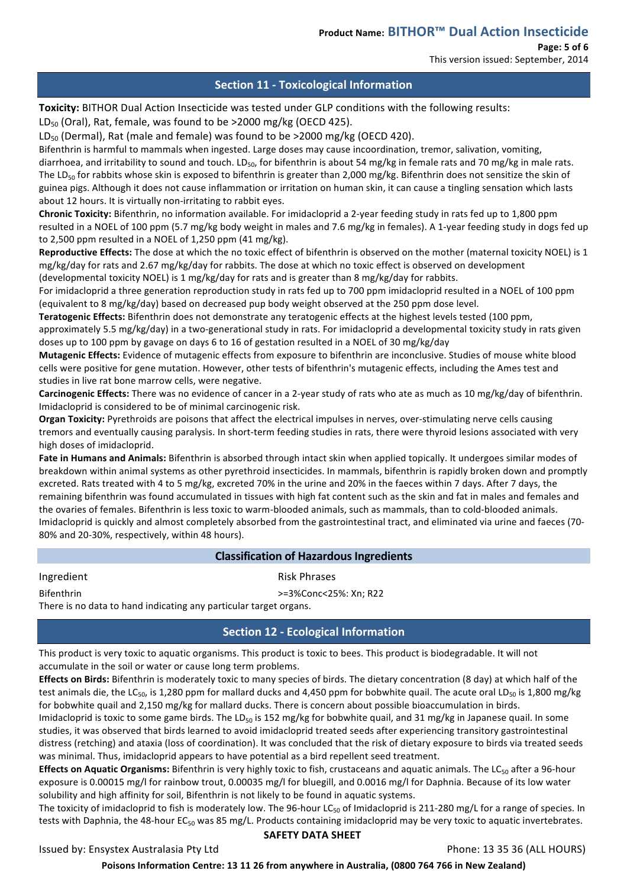## Section 11 - Toxicological Information

**Toxicity:** BITHOR Dual Action Insecticide was tested under GLP conditions with the following results:
$LD_{50}$ (Oral), Rat, female, was found to be >2000 mg/kg (OECD 425).
$LD_{50}$ (Dermal), Rat (male and female) was found to be >2000 mg/kg (OECD 420).
Bifenthrin is harmful to mammals when ingested. Large doses may cause incoordination, tremor, salivation, vomiting, diarrhoea, and irritability to sound and touch. $LD_{50}$, for bifenthrin is about 54 mg/kg in female rats and 70 mg/kg in male rats. The $LD_{50}$ for rabbits whose skin is exposed to bifenthrin is greater than 2,000 mg/kg. Bifenthrin does not sensitize the skin of guinea pigs. Although it does not cause inflammation or irritation on human skin, it can cause a tingling sensation which lasts about 12 hours. It is virtually non-irritating to rabbit eyes.

**Chronic Toxicity:** Bifenthrin, no information available. For imidacloprid a 2-year feeding study in rats fed up to 1,800 ppm resulted in a NOEL of 100 ppm (5.7 mg/kg body weight in males and 7.6 mg/kg in females). A 1-year feeding study in dogs fed up to 2,500 ppm resulted in a NOEL of 1,250 ppm (41 mg/kg).

**Reproductive Effects:** The dose at which the no toxic effect of bifenthrin is observed on the mother (maternal toxicity NOEL) is 1 mg/kg/day for rats and 2.67 mg/kg/day for rabbits. The dose at which no toxic effect is observed on development (developmental toxicity NOEL) is 1 mg/kg/day for rats and is greater than 8 mg/kg/day for rabbits.
For imidacloprid a three generation reproduction study in rats fed up to 700 ppm imidacloprid resulted in a NOEL of 100 ppm (equivalent to 8 mg/kg/day) based on decreased pup body weight observed at the 250 ppm dose level.

**Teratogenic Effects:** Bifenthrin does not demonstrate any teratogenic effects at the highest levels tested (100 ppm, approximately 5.5 mg/kg/day) in a two-generational study in rats. For imidacloprid a developmental toxicity study in rats given doses up to 100 ppm by gavage on days 6 to 16 of gestation resulted in a NOEL of 30 mg/kg/day

**Mutagenic Effects:** Evidence of mutagenic effects from exposure to bifenthrin are inconclusive. Studies of mouse white blood cells were positive for gene mutation. However, other tests of bifenthrin's mutagenic effects, including the Ames test and studies in live rat bone marrow cells, were negative.

**Carcinogenic Effects:** There was no evidence of cancer in a 2-year study of rats who ate as much as 10 mg/kg/day of bifenthrin. Imidacloprid is considered to be of minimal carcinogenic risk.

**Organ Toxicity:** Pyrethroids are poisons that affect the electrical impulses in nerves, over-stimulating nerve cells causing tremors and eventually causing paralysis. In short-term feeding studies in rats, there were thyroid lesions associated with very high doses of imidacloprid.

**Fate in Humans and Animals:** Bifenthrin is absorbed through intact skin when applied topically. It undergoes similar modes of breakdown within animal systems as other pyrethroid insecticides. In mammals, bifenthrin is rapidly broken down and promptly excreted. Rats treated with 4 to 5 mg/kg, excreted 70% in the urine and 20% in the faeces within 7 days. After 7 days, the remaining bifenthrin was found accumulated in tissues with high fat content such as the skin and fat in males and females and the ovaries of females. Bifenthrin is less toxic to warm-blooded animals, such as mammals, than to cold-blooded animals. Imidacloprid is quickly and almost completely absorbed from the gastrointestinal tract, and eliminated via urine and faeces (70-80% and 20-30%, respectively, within 48 hours).

### Classification of Hazardous Ingredients

| Ingredient | Risk Phrases |
|---|---|
| Bifenthrin | >=3%Conc<25%: Xn; R22 |

There is no data to hand indicating any particular target organs.

## Section 12 - Ecological Information

This product is very toxic to aquatic organisms. This product is toxic to bees. This product is biodegradable. It will not accumulate in the soil or water or cause long term problems.

**Effects on Birds:** Bifenthrin is moderately toxic to many species of birds. The dietary concentration (8 day) at which half of the test animals die, the $LC_{50}$, is 1,280 ppm for mallard ducks and 4,450 ppm for bobwhite quail. The acute oral $LD_{50}$ is 1,800 mg/kg for bobwhite quail and 2,150 mg/kg for mallard ducks. There is concern about possible bioaccumulation in birds.
Imidacloprid is toxic to some game birds. The $LD_{50}$ is 152 mg/kg for bobwhite quail, and 31 mg/kg in Japanese quail. In some studies, it was observed that birds learned to avoid imidacloprid treated seeds after experiencing transitory gastrointestinal distress (retching) and ataxia (loss of coordination). It was concluded that the risk of dietary exposure to birds via treated seeds was minimal. Thus, imidacloprid appears to have potential as a bird repellent seed treatment.

**Effects on Aquatic Organisms:** Bifenthrin is very highly toxic to fish, crustaceans and aquatic animals. The $LC_{50}$ after a 96-hour exposure is 0.00015 mg/l for rainbow trout, 0.00035 mg/l for bluegill, and 0.0016 mg/l for Daphnia. Because of its low water solubility and high affinity for soil, Bifenthrin is not likely to be found in aquatic systems.
The toxicity of imidacloprid to fish is moderately low. The 96-hour $LC_{50}$ of Imidacloprid is 211-280 mg/L for a range of species. In tests with Daphnia, the 48-hour $EC_{50}$ was 85 mg/L. Products containing imidacloprid may be very toxic to aquatic invertebrates.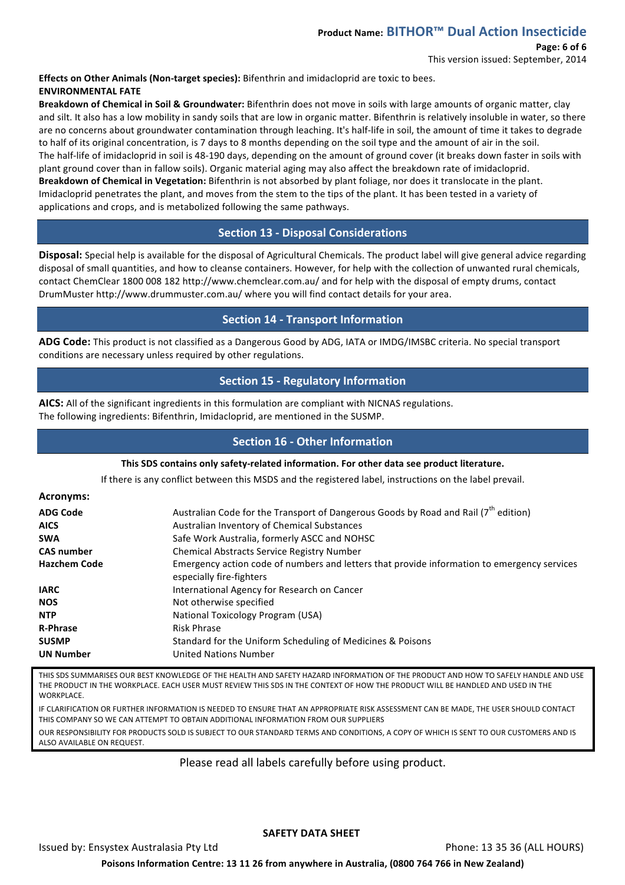**Effects on Other Animals (Non-target species):** Bifenthrin and imidacloprid are toxic to bees.

**ENVIRONMENTAL FATE**

**Breakdown of Chemical in Soil & Groundwater:** Bifenthrin does not move in soils with large amounts of organic matter, clay and silt. It also has a low mobility in sandy soils that are low in organic matter. Bifenthrin is relatively insoluble in water, so there are no concerns about groundwater contamination through leaching. It's half-life in soil, the amount of time it takes to degrade to half of its original concentration, is 7 days to 8 months depending on the soil type and the amount of air in the soil.
The half-life of imidacloprid in soil is 48-190 days, depending on the amount of ground cover (it breaks down faster in soils with plant ground cover than in fallow soils). Organic material aging may also affect the breakdown rate of imidacloprid.

**Breakdown of Chemical in Vegetation:** Bifenthrin is not absorbed by plant foliage, nor does it translocate in the plant. Imidacloprid penetrates the plant, and moves from the stem to the tips of the plant. It has been tested in a variety of applications and crops, and is metabolized following the same pathways.

## Section 13 - Disposal Considerations

**Disposal:** Special help is available for the disposal of Agricultural Chemicals. The product label will give general advice regarding disposal of small quantities, and how to cleanse containers. However, for help with the collection of unwanted rural chemicals, contact ChemClear 1800 008 182 http://www.chemclear.com.au/ and for help with the disposal of empty drums, contact DrumMuster http://www.drummuster.com.au/ where you will find contact details for your area.

## Section 14 - Transport Information

**ADG Code:** This product is not classified as a Dangerous Good by ADG, IATA or IMDG/IMSBC criteria. No special transport conditions are necessary unless required by other regulations.

## Section 15 - Regulatory Information

**AICS:** All of the significant ingredients in this formulation are compliant with NICNAS regulations.
The following ingredients: Bifenthrin, Imidacloprid, are mentioned in the SUSMP.

## Section 16 - Other Information

**This SDS contains only safety-related information. For other data see product literature.**

If there is any conflict between this MSDS and the registered label, instructions on the label prevail.

**Acronyms:**

| | |
|---|---|
| **ADG Code** | Australian Code for the Transport of Dangerous Goods by Road and Rail (7th edition) |
| **AICS** | Australian Inventory of Chemical Substances |
| **SWA** | Safe Work Australia, formerly ASCC and NOHSC |
| **CAS number** | Chemical Abstracts Service Registry Number |
| **Hazchem Code** | Emergency action code of numbers and letters that provide information to emergency services especially fire-fighters |
| **IARC** | International Agency for Research on Cancer |
| **NOS** | Not otherwise specified |
| **NTP** | National Toxicology Program (USA) |
| **R-Phrase** | Risk Phrase |
| **SUSMP** | Standard for the Uniform Scheduling of Medicines & Poisons |
| **UN Number** | United Nations Number |

THIS SDS SUMMARISES OUR BEST KNOWLEDGE OF THE HEALTH AND SAFETY HAZARD INFORMATION OF THE PRODUCT AND HOW TO SAFELY HANDLE AND USE THE PRODUCT IN THE WORKPLACE. EACH USER MUST REVIEW THIS SDS IN THE CONTEXT OF HOW THE PRODUCT WILL BE HANDLED AND USED IN THE WORKPLACE.

IF CLARIFICATION OR FURTHER INFORMATION IS NEEDED TO ENSURE THAT AN APPROPRIATE RISK ASSESSMENT CAN BE MADE, THE USER SHOULD CONTACT THIS COMPANY SO WE CAN ATTEMPT TO OBTAIN ADDITIONAL INFORMATION FROM OUR SUPPLIERS

OUR RESPONSIBILITY FOR PRODUCTS SOLD IS SUBJECT TO OUR STANDARD TERMS AND CONDITIONS, A COPY OF WHICH IS SENT TO OUR CUSTOMERS AND IS ALSO AVAILABLE ON REQUEST.

Please read all labels carefully before using product.